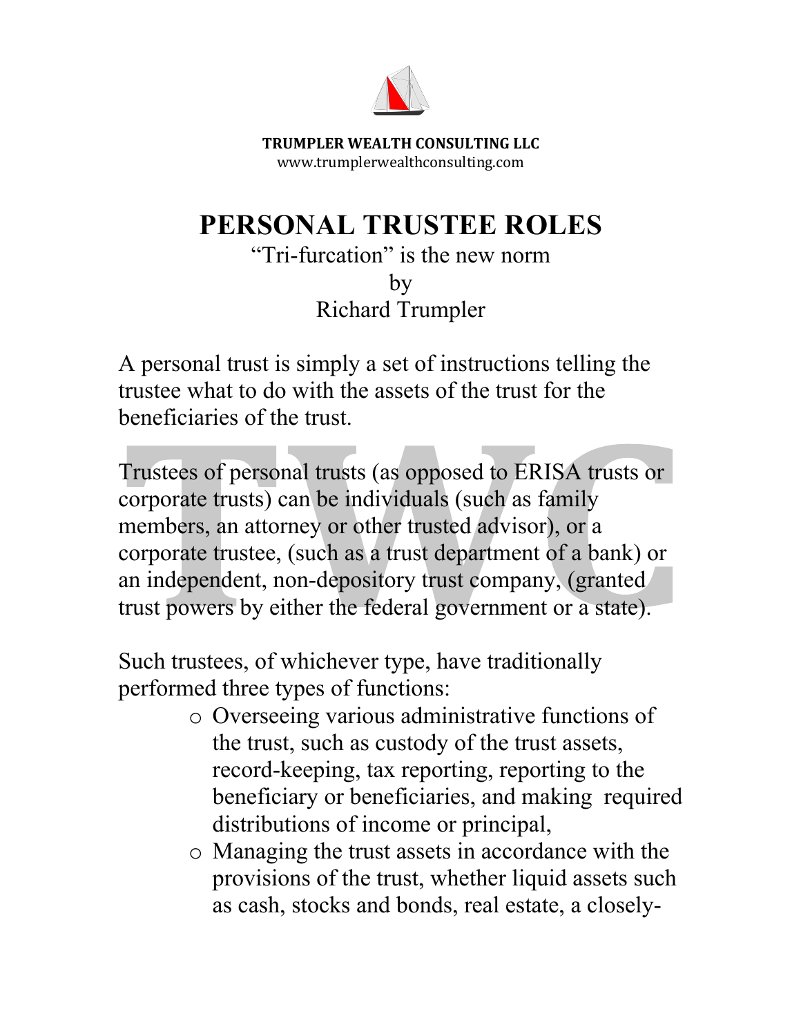**TRUMPLER WEALTH CONSULTING LLC**
www.trumplerwealthconsulting.com

# PERSONAL TRUSTEE ROLES

"Tri-furcation" is the new norm
by
Richard Trumpler

A personal trust is simply a set of instructions telling the trustee what to do with the assets of the trust for the beneficiaries of the trust.

Trustees of personal trusts (as opposed to ERISA trusts or corporate trusts) can be individuals (such as family members, an attorney or other trusted advisor), or a corporate trustee, (such as a trust department of a bank) or an independent, non-depository trust company, (granted trust powers by either the federal government or a state).

Such trustees, of whichever type, have traditionally performed three types of functions:

- Overseeing various administrative functions of the trust, such as custody of the trust assets, record-keeping, tax reporting, reporting to the beneficiary or beneficiaries, and making required distributions of income or principal,
- Managing the trust assets in accordance with the provisions of the trust, whether liquid assets such as cash, stocks and bonds, real estate, a closely-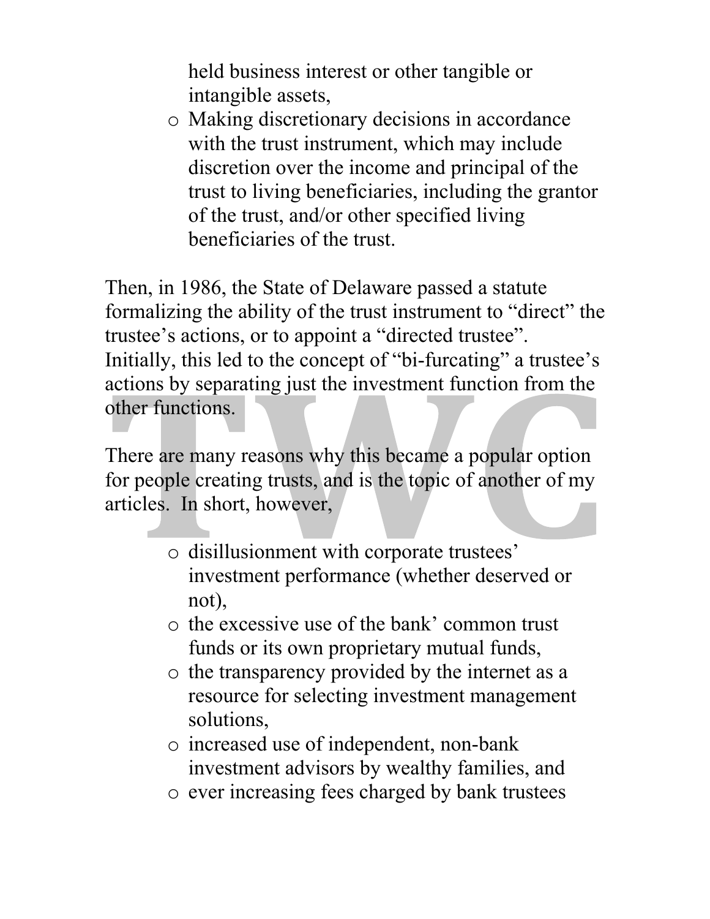held business interest or other tangible or intangible assets,

- Making discretionary decisions in accordance with the trust instrument, which may include discretion over the income and principal of the trust to living beneficiaries, including the grantor of the trust, and/or other specified living beneficiaries of the trust.

Then, in 1986, the State of Delaware passed a statute formalizing the ability of the trust instrument to "direct" the trustee's actions, or to appoint a "directed trustee". Initially, this led to the concept of "bi-furcating" a trustee's actions by separating just the investment function from the other functions.

There are many reasons why this became a popular option for people creating trusts, and is the topic of another of my articles. In short, however,

- disillusionment with corporate trustees' investment performance (whether deserved or not),
- the excessive use of the bank' common trust funds or its own proprietary mutual funds,
- the transparency provided by the internet as a resource for selecting investment management solutions,
- increased use of independent, non-bank investment advisors by wealthy families, and
- ever increasing fees charged by bank trustees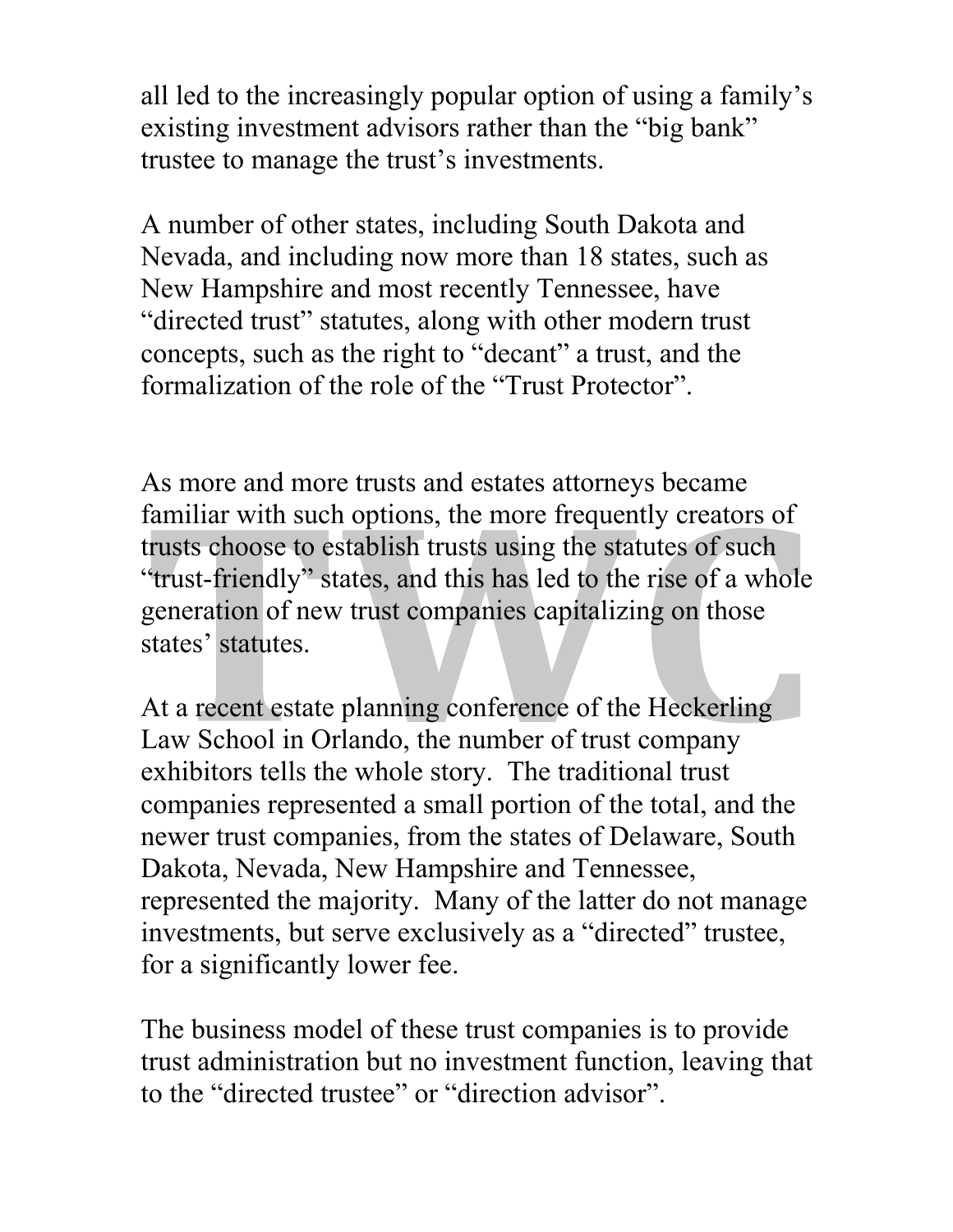all led to the increasingly popular option of using a family's existing investment advisors rather than the "big bank" trustee to manage the trust's investments.

A number of other states, including South Dakota and Nevada, and including now more than 18 states, such as New Hampshire and most recently Tennessee, have "directed trust" statutes, along with other modern trust concepts, such as the right to "decant" a trust, and the formalization of the role of the "Trust Protector".

As more and more trusts and estates attorneys became familiar with such options, the more frequently creators of trusts choose to establish trusts using the statutes of such "trust-friendly" states, and this has led to the rise of a whole generation of new trust companies capitalizing on those states' statutes.

At a recent estate planning conference of the Heckerling Law School in Orlando, the number of trust company exhibitors tells the whole story. The traditional trust companies represented a small portion of the total, and the newer trust companies, from the states of Delaware, South Dakota, Nevada, New Hampshire and Tennessee, represented the majority. Many of the latter do not manage investments, but serve exclusively as a "directed" trustee, for a significantly lower fee.

The business model of these trust companies is to provide trust administration but no investment function, leaving that to the "directed trustee" or "direction advisor".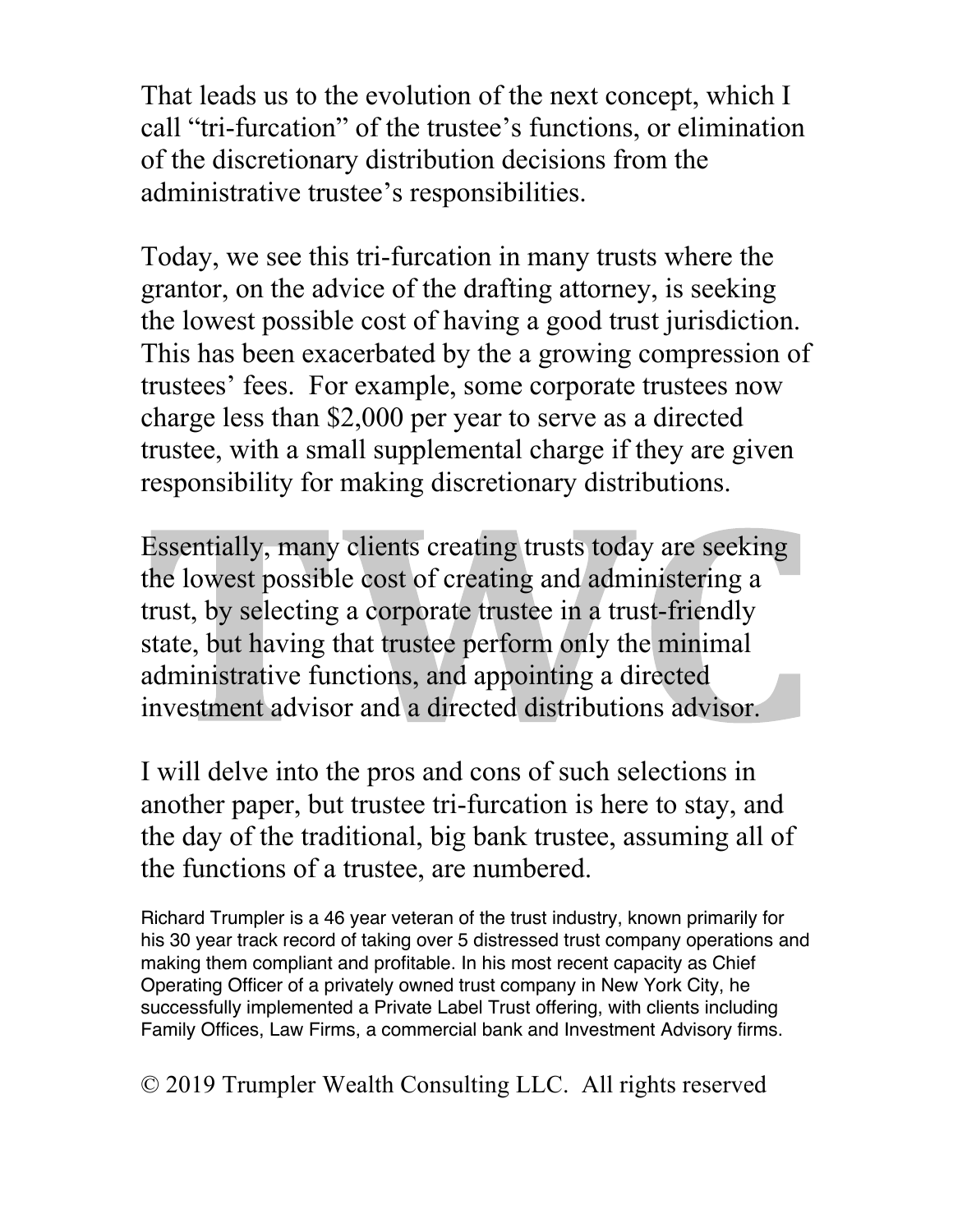That leads us to the evolution of the next concept, which I call "tri-furcation" of the trustee's functions, or elimination of the discretionary distribution decisions from the administrative trustee's responsibilities.

Today, we see this tri-furcation in many trusts where the grantor, on the advice of the drafting attorney, is seeking the lowest possible cost of having a good trust jurisdiction. This has been exacerbated by the a growing compression of trustees' fees. For example, some corporate trustees now charge less than $2,000 per year to serve as a directed trustee, with a small supplemental charge if they are given responsibility for making discretionary distributions.

Essentially, many clients creating trusts today are seeking the lowest possible cost of creating and administering a trust, by selecting a corporate trustee in a trust-friendly state, but having that trustee perform only the minimal administrative functions, and appointing a directed investment advisor and a directed distributions advisor.

I will delve into the pros and cons of such selections in another paper, but trustee tri-furcation is here to stay, and the day of the traditional, big bank trustee, assuming all of the functions of a trustee, are numbered.

Richard Trumpler is a 46 year veteran of the trust industry, known primarily for his 30 year track record of taking over 5 distressed trust company operations and making them compliant and profitable. In his most recent capacity as Chief Operating Officer of a privately owned trust company in New York City, he successfully implemented a Private Label Trust offering, with clients including Family Offices, Law Firms, a commercial bank and Investment Advisory firms.

© 2019 Trumpler Wealth Consulting LLC. All rights reserved